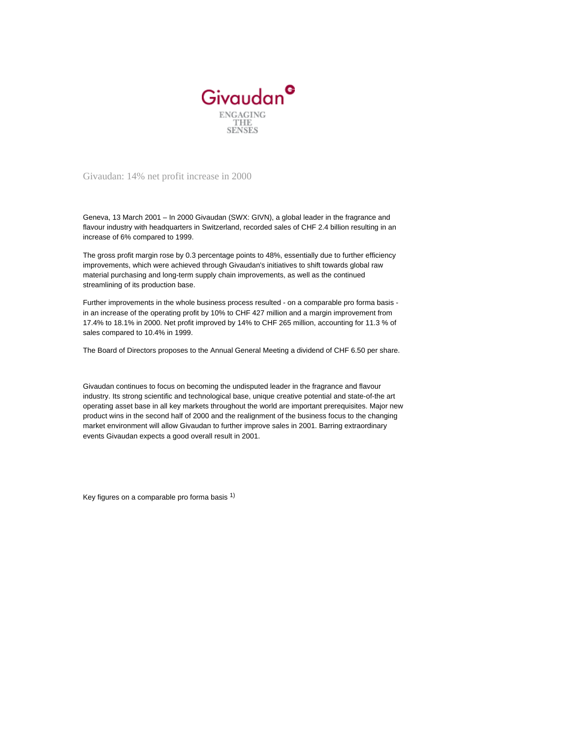Givaudan

ENGAGING THE SENSES

# Givaudan: 14% net profit increase in 2000

Geneva, 13 March 2001 – In 2000 Givaudan (SWX: GIVN), a global leader in the fragrance and flavour industry with headquarters in Switzerland, recorded sales of CHF 2.4 billion resulting in an increase of 6% compared to 1999.

The gross profit margin rose by 0.3 percentage points to 48%, essentially due to further efficiency improvements, which were achieved through Givaudan's initiatives to shift towards global raw material purchasing and long-term supply chain improvements, as well as the continued streamlining of its production base.

Further improvements in the whole business process resulted - on a comparable pro forma basis - in an increase of the operating profit by 10% to CHF 427 million and a margin improvement from 17.4% to 18.1% in 2000. Net profit improved by 14% to CHF 265 million, accounting for 11.3 % of sales compared to 10.4% in 1999.

The Board of Directors proposes to the Annual General Meeting a dividend of CHF 6.50 per share.

Givaudan continues to focus on becoming the undisputed leader in the fragrance and flavour industry. Its strong scientific and technological base, unique creative potential and state-of-the art operating asset base in all key markets throughout the world are important prerequisites. Major new product wins in the second half of 2000 and the realignment of the business focus to the changing market environment will allow Givaudan to further improve sales in 2001. Barring extraordinary events Givaudan expects a good overall result in 2001.

Key figures on a comparable pro forma basis [1)]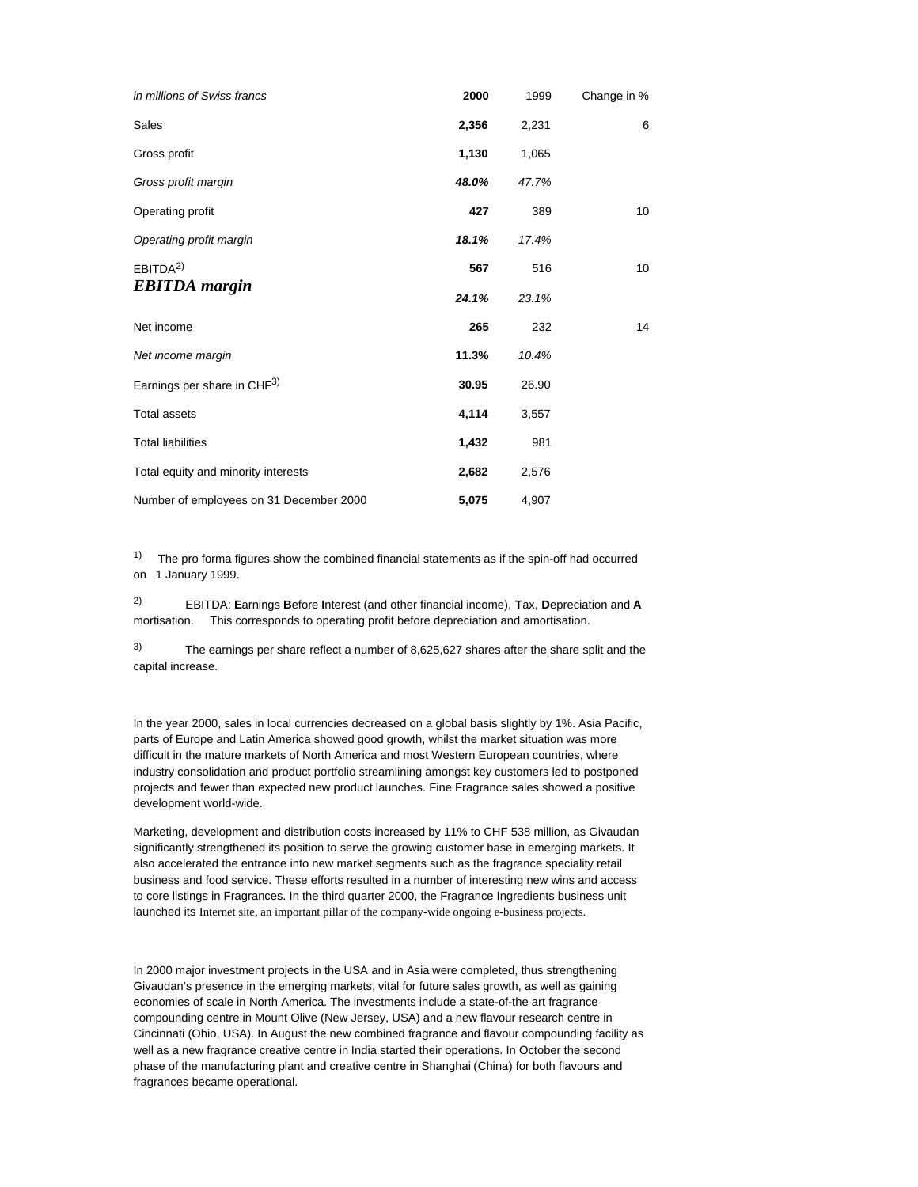| *in millions of Swiss francs* | **2000** | 1999 | Change in % |
|---|---|---|---|
| Sales | **2,356** | 2,231 | 6 |
| Gross profit | **1,130** | 1,065 | |
| *Gross profit margin* | ***48.0%*** | *47.7%* | |
| Operating profit | **427** | 389 | 10 |
| *Operating profit margin* | ***18.1%*** | *17.4%* | |
| EBITDA[2] | **567** | 516 | 10 |
| ***EBITDA margin*** | ***24.1%*** | *23.1%* | |
| Net income | **265** | 232 | 14 |
| *Net income margin* | **11.3%** | *10.4%* | |
| Earnings per share in CHF[3] | **30.95** | 26.90 | |
| Total assets | **4,114** | 3,557 | |
| Total liabilities | **1,432** | 981 | |
| Total equity and minority interests | **2,682** | 2,576 | |
| Number of employees on 31 December 2000 | **5,075** | 4,907 | |

[1] The pro forma figures show the combined financial statements as if the spin-off had occurred on 1 January 1999.

[2] EBITDA: **E**arnings **B**efore **I**nterest (and other financial income), **T**ax, **D**epreciation and **A** mortisation. This corresponds to operating profit before depreciation and amortisation.

[3] The earnings per share reflect a number of 8,625,627 shares after the share split and the capital increase.

In the year 2000, sales in local currencies decreased on a global basis slightly by 1%. Asia Pacific, parts of Europe and Latin America showed good growth, whilst the market situation was more difficult in the mature markets of North America and most Western European countries, where industry consolidation and product portfolio streamlining amongst key customers led to postponed projects and fewer than expected new product launches. Fine Fragrance sales showed a positive development world-wide.

Marketing, development and distribution costs increased by 11% to CHF 538 million, as Givaudan significantly strengthened its position to serve the growing customer base in emerging markets. It also accelerated the entrance into new market segments such as the fragrance speciality retail business and food service. These efforts resulted in a number of interesting new wins and access to core listings in Fragrances. In the third quarter 2000, the Fragrance Ingredients business unit launched its Internet site, an important pillar of the company-wide ongoing e-business projects.

In 2000 major investment projects in the USA and in Asia were completed, thus strengthening Givaudan's presence in the emerging markets, vital for future sales growth, as well as gaining economies of scale in North America. The investments include a state-of-the art fragrance compounding centre in Mount Olive (New Jersey, USA) and a new flavour research centre in Cincinnati (Ohio, USA). In August the new combined fragrance and flavour compounding facility as well as a new fragrance creative centre in India started their operations. In October the second phase of the manufacturing plant and creative centre in Shanghai (China) for both flavours and fragrances became operational.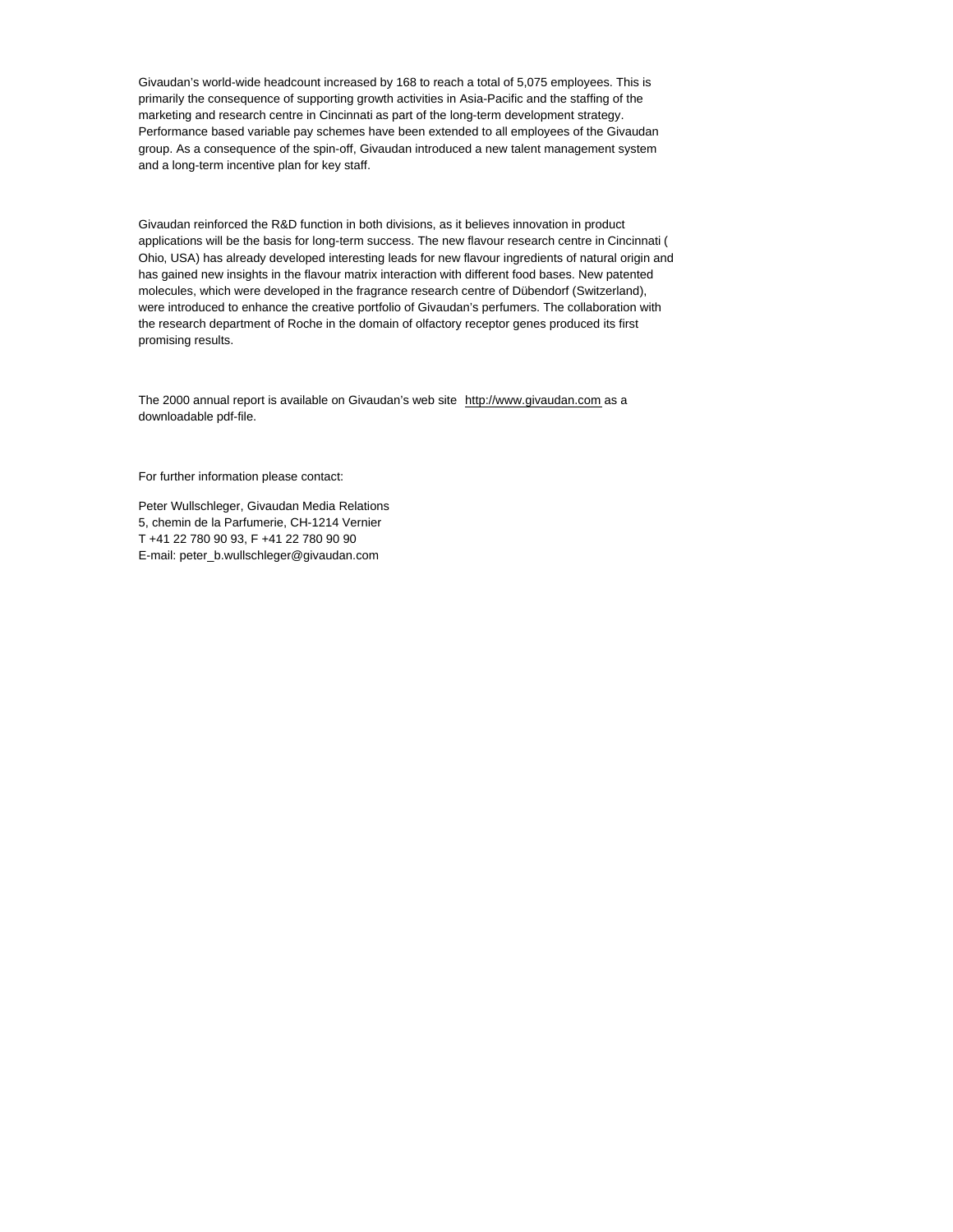Givaudan's world-wide headcount increased by 168 to reach a total of 5,075 employees. This is primarily the consequence of supporting growth activities in Asia-Pacific and the staffing of the marketing and research centre in Cincinnati as part of the long-term development strategy. Performance based variable pay schemes have been extended to all employees of the Givaudan group. As a consequence of the spin-off, Givaudan introduced a new talent management system and a long-term incentive plan for key staff.

Givaudan reinforced the R&D function in both divisions, as it believes innovation in product applications will be the basis for long-term success. The new flavour research centre in Cincinnati ( Ohio, USA) has already developed interesting leads for new flavour ingredients of natural origin and has gained new insights in the flavour matrix interaction with different food bases. New patented molecules, which were developed in the fragrance research centre of Dübendorf (Switzerland), were introduced to enhance the creative portfolio of Givaudan's perfumers. The collaboration with the research department of Roche in the domain of olfactory receptor genes produced its first promising results.

The 2000 annual report is available on Givaudan's web site http://www.givaudan.com as a downloadable pdf-file.

For further information please contact:

Peter Wullschleger, Givaudan Media Relations
5, chemin de la Parfumerie, CH-1214 Vernier
T +41 22 780 90 93, F +41 22 780 90 90
E-mail: peter_b.wullschleger@givaudan.com